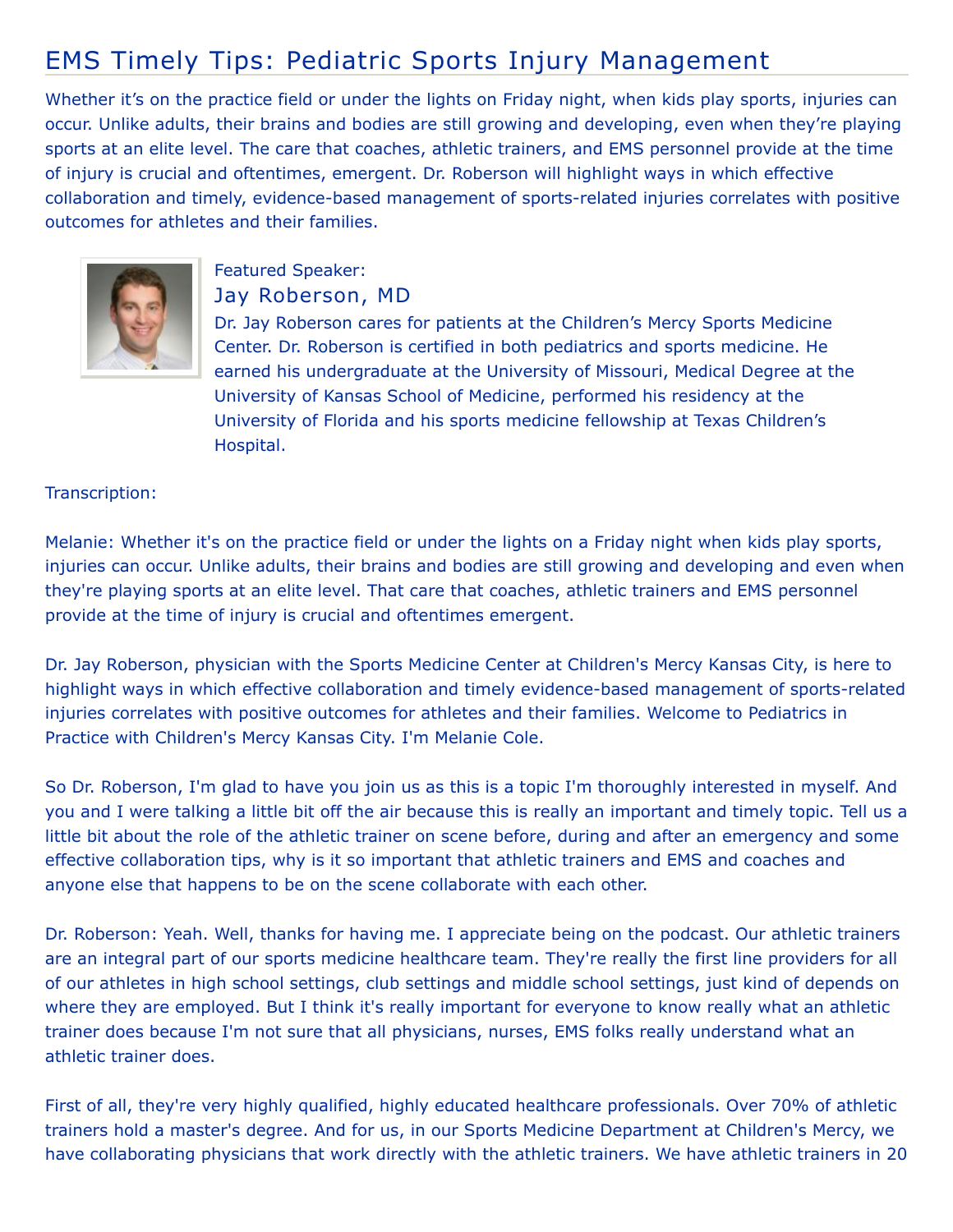# EMS Timely Tips: Pediatric Sports Injury Management

Whether it's on the practice field or under the lights on Friday night, when kids play sports, injuries can occur. Unlike adults, their brains and bodies are still growing and developing, even when they're playing sports at an elite level. The care that coaches, athletic trainers, and EMS personnel provide at the time of injury is crucial and oftentimes, emergent. Dr. Roberson will highlight ways in which effective collaboration and timely, evidence-based management of sports-related injuries correlates with positive outcomes for athletes and their families.

Featured Speaker:

## Jay Roberson, MD

Dr. Jay Roberson cares for patients at the Children's Mercy Sports Medicine Center. Dr. Roberson is certified in both pediatrics and sports medicine. He earned his undergraduate at the University of Missouri, Medical Degree at the University of Kansas School of Medicine, performed his residency at the University of Florida and his sports medicine fellowship at Texas Children's Hospital.

Transcription:

Melanie: Whether it's on the practice field or under the lights on a Friday night when kids play sports, injuries can occur. Unlike adults, their brains and bodies are still growing and developing and even when they're playing sports at an elite level. That care that coaches, athletic trainers and EMS personnel provide at the time of injury is crucial and oftentimes emergent.

Dr. Jay Roberson, physician with the Sports Medicine Center at Children's Mercy Kansas City, is here to highlight ways in which effective collaboration and timely evidence-based management of sports-related injuries correlates with positive outcomes for athletes and their families. Welcome to Pediatrics in Practice with Children's Mercy Kansas City. I'm Melanie Cole.

So Dr. Roberson, I'm glad to have you join us as this is a topic I'm thoroughly interested in myself. And you and I were talking a little bit off the air because this is really an important and timely topic. Tell us a little bit about the role of the athletic trainer on scene before, during and after an emergency and some effective collaboration tips, why is it so important that athletic trainers and EMS and coaches and anyone else that happens to be on the scene collaborate with each other.

Dr. Roberson: Yeah. Well, thanks for having me. I appreciate being on the podcast. Our athletic trainers are an integral part of our sports medicine healthcare team. They're really the first line providers for all of our athletes in high school settings, club settings and middle school settings, just kind of depends on where they are employed. But I think it's really important for everyone to know really what an athletic trainer does because I'm not sure that all physicians, nurses, EMS folks really understand what an athletic trainer does.

First of all, they're very highly qualified, highly educated healthcare professionals. Over 70% of athletic trainers hold a master's degree. And for us, in our Sports Medicine Department at Children's Mercy, we have collaborating physicians that work directly with the athletic trainers. We have athletic trainers in 20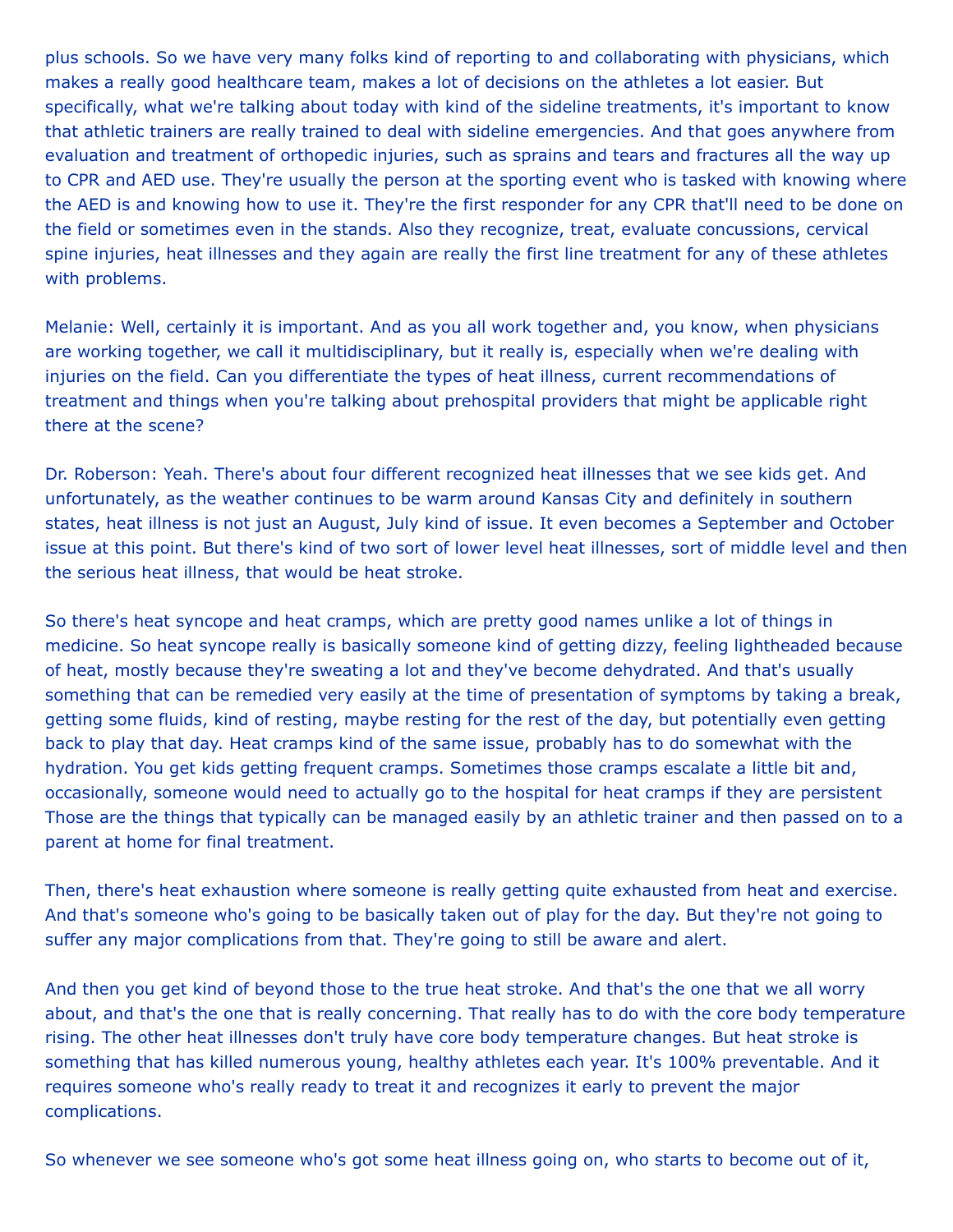plus schools. So we have very many folks kind of reporting to and collaborating with physicians, which makes a really good healthcare team, makes a lot of decisions on the athletes a lot easier. But specifically, what we're talking about today with kind of the sideline treatments, it's important to know that athletic trainers are really trained to deal with sideline emergencies. And that goes anywhere from evaluation and treatment of orthopedic injuries, such as sprains and tears and fractures all the way up to CPR and AED use. They're usually the person at the sporting event who is tasked with knowing where the AED is and knowing how to use it. They're the first responder for any CPR that'll need to be done on the field or sometimes even in the stands. Also they recognize, treat, evaluate concussions, cervical spine injuries, heat illnesses and they again are really the first line treatment for any of these athletes with problems.

Melanie: Well, certainly it is important. And as you all work together and, you know, when physicians are working together, we call it multidisciplinary, but it really is, especially when we're dealing with injuries on the field. Can you differentiate the types of heat illness, current recommendations of treatment and things when you're talking about prehospital providers that might be applicable right there at the scene?

Dr. Roberson: Yeah. There's about four different recognized heat illnesses that we see kids get. And unfortunately, as the weather continues to be warm around Kansas City and definitely in southern states, heat illness is not just an August, July kind of issue. It even becomes a September and October issue at this point. But there's kind of two sort of lower level heat illnesses, sort of middle level and then the serious heat illness, that would be heat stroke.

So there's heat syncope and heat cramps, which are pretty good names unlike a lot of things in medicine. So heat syncope really is basically someone kind of getting dizzy, feeling lightheaded because of heat, mostly because they're sweating a lot and they've become dehydrated. And that's usually something that can be remedied very easily at the time of presentation of symptoms by taking a break, getting some fluids, kind of resting, maybe resting for the rest of the day, but potentially even getting back to play that day. Heat cramps kind of the same issue, probably has to do somewhat with the hydration. You get kids getting frequent cramps. Sometimes those cramps escalate a little bit and, occasionally, someone would need to actually go to the hospital for heat cramps if they are persistent Those are the things that typically can be managed easily by an athletic trainer and then passed on to a parent at home for final treatment.

Then, there's heat exhaustion where someone is really getting quite exhausted from heat and exercise. And that's someone who's going to be basically taken out of play for the day. But they're not going to suffer any major complications from that. They're going to still be aware and alert.

And then you get kind of beyond those to the true heat stroke. And that's the one that we all worry about, and that's the one that is really concerning. That really has to do with the core body temperature rising. The other heat illnesses don't truly have core body temperature changes. But heat stroke is something that has killed numerous young, healthy athletes each year. It's 100% preventable. And it requires someone who's really ready to treat it and recognizes it early to prevent the major complications.

So whenever we see someone who's got some heat illness going on, who starts to become out of it,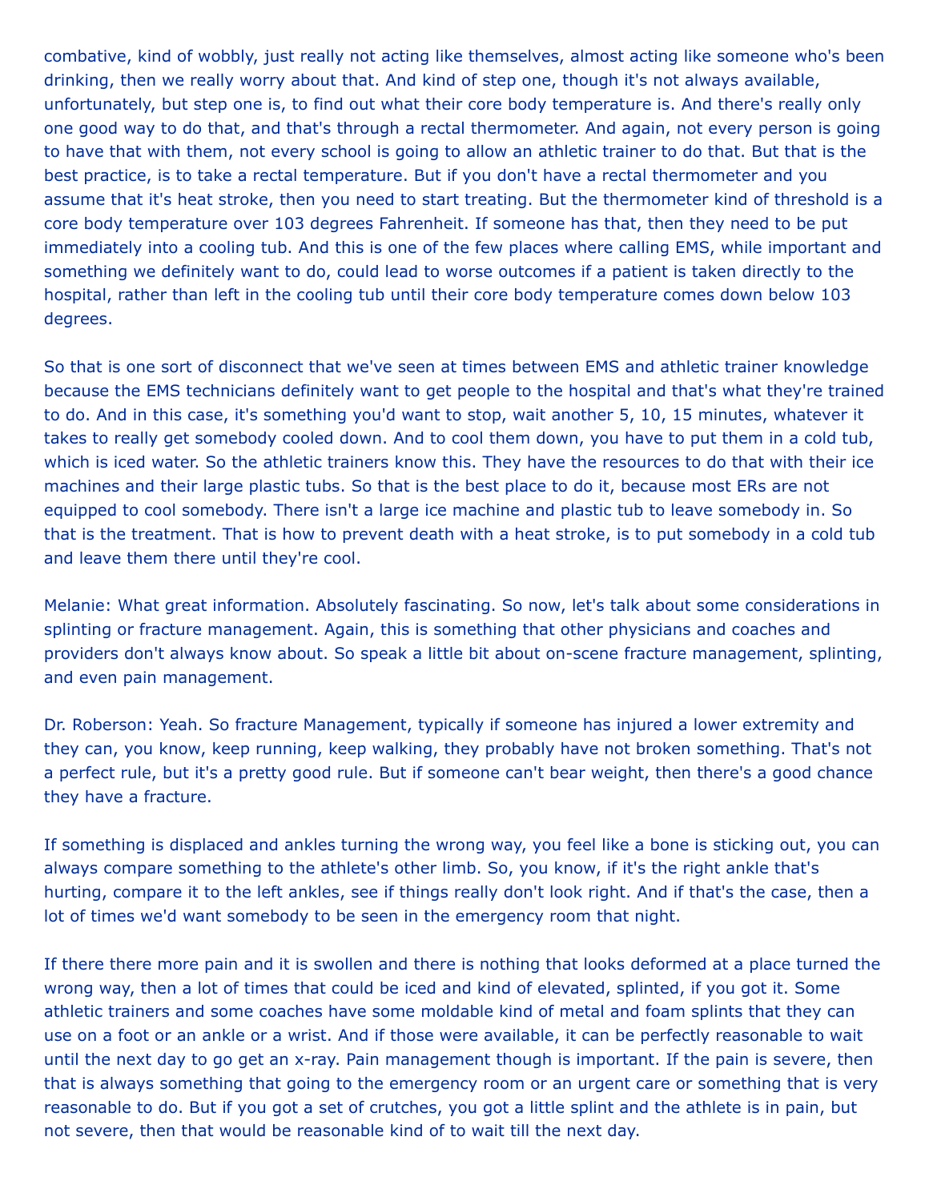combative, kind of wobbly, just really not acting like themselves, almost acting like someone who's been drinking, then we really worry about that. And kind of step one, though it's not always available, unfortunately, but step one is, to find out what their core body temperature is. And there's really only one good way to do that, and that's through a rectal thermometer. And again, not every person is going to have that with them, not every school is going to allow an athletic trainer to do that. But that is the best practice, is to take a rectal temperature. But if you don't have a rectal thermometer and you assume that it's heat stroke, then you need to start treating. But the thermometer kind of threshold is a core body temperature over 103 degrees Fahrenheit. If someone has that, then they need to be put immediately into a cooling tub. And this is one of the few places where calling EMS, while important and something we definitely want to do, could lead to worse outcomes if a patient is taken directly to the hospital, rather than left in the cooling tub until their core body temperature comes down below 103 degrees.

So that is one sort of disconnect that we've seen at times between EMS and athletic trainer knowledge because the EMS technicians definitely want to get people to the hospital and that's what they're trained to do. And in this case, it's something you'd want to stop, wait another 5, 10, 15 minutes, whatever it takes to really get somebody cooled down. And to cool them down, you have to put them in a cold tub, which is iced water. So the athletic trainers know this. They have the resources to do that with their ice machines and their large plastic tubs. So that is the best place to do it, because most ERs are not equipped to cool somebody. There isn't a large ice machine and plastic tub to leave somebody in. So that is the treatment. That is how to prevent death with a heat stroke, is to put somebody in a cold tub and leave them there until they're cool.

Melanie: What great information. Absolutely fascinating. So now, let's talk about some considerations in splinting or fracture management. Again, this is something that other physicians and coaches and providers don't always know about. So speak a little bit about on-scene fracture management, splinting, and even pain management.

Dr. Roberson: Yeah. So fracture Management, typically if someone has injured a lower extremity and they can, you know, keep running, keep walking, they probably have not broken something. That's not a perfect rule, but it's a pretty good rule. But if someone can't bear weight, then there's a good chance they have a fracture.

If something is displaced and ankles turning the wrong way, you feel like a bone is sticking out, you can always compare something to the athlete's other limb. So, you know, if it's the right ankle that's hurting, compare it to the left ankles, see if things really don't look right. And if that's the case, then a lot of times we'd want somebody to be seen in the emergency room that night.

If there there more pain and it is swollen and there is nothing that looks deformed at a place turned the wrong way, then a lot of times that could be iced and kind of elevated, splinted, if you got it. Some athletic trainers and some coaches have some moldable kind of metal and foam splints that they can use on a foot or an ankle or a wrist. And if those were available, it can be perfectly reasonable to wait until the next day to go get an x-ray. Pain management though is important. If the pain is severe, then that is always something that going to the emergency room or an urgent care or something that is very reasonable to do. But if you got a set of crutches, you got a little splint and the athlete is in pain, but not severe, then that would be reasonable kind of to wait till the next day.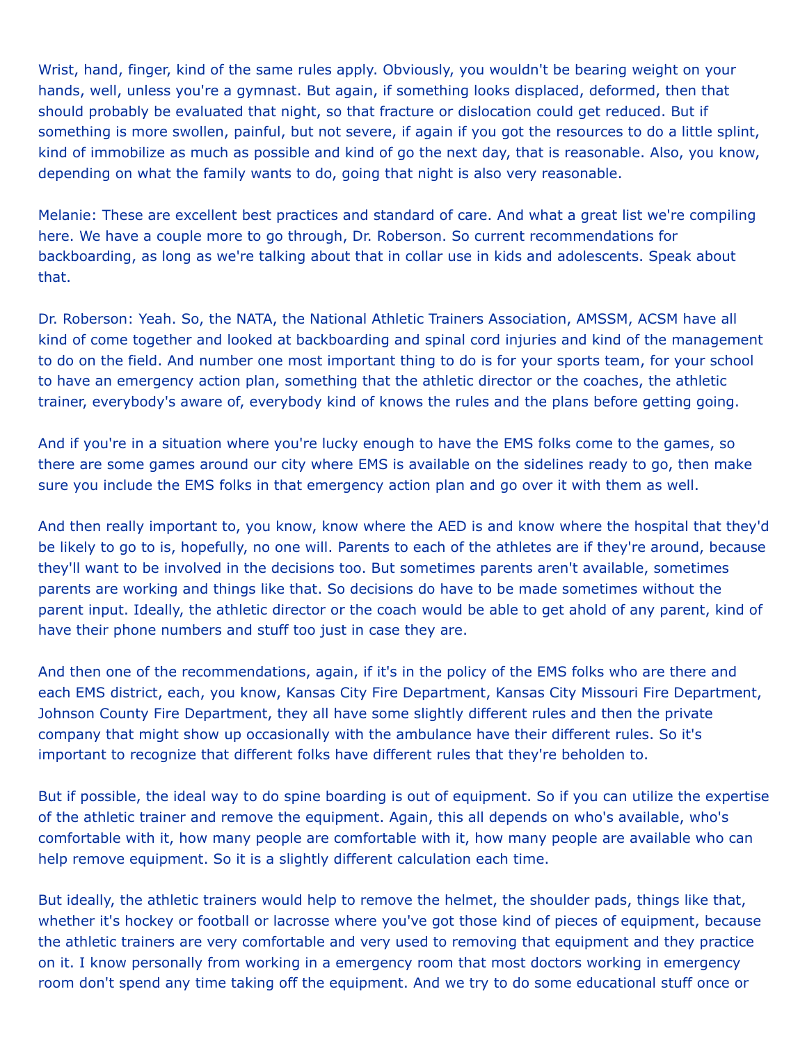Wrist, hand, finger, kind of the same rules apply. Obviously, you wouldn't be bearing weight on your hands, well, unless you're a gymnast. But again, if something looks displaced, deformed, then that should probably be evaluated that night, so that fracture or dislocation could get reduced. But if something is more swollen, painful, but not severe, if again if you got the resources to do a little splint, kind of immobilize as much as possible and kind of go the next day, that is reasonable. Also, you know, depending on what the family wants to do, going that night is also very reasonable.

Melanie: These are excellent best practices and standard of care. And what a great list we're compiling here. We have a couple more to go through, Dr. Roberson. So current recommendations for backboarding, as long as we're talking about that in collar use in kids and adolescents. Speak about that.

Dr. Roberson: Yeah. So, the NATA, the National Athletic Trainers Association, AMSSM, ACSM have all kind of come together and looked at backboarding and spinal cord injuries and kind of the management to do on the field. And number one most important thing to do is for your sports team, for your school to have an emergency action plan, something that the athletic director or the coaches, the athletic trainer, everybody's aware of, everybody kind of knows the rules and the plans before getting going.

And if you're in a situation where you're lucky enough to have the EMS folks come to the games, so there are some games around our city where EMS is available on the sidelines ready to go, then make sure you include the EMS folks in that emergency action plan and go over it with them as well.

And then really important to, you know, know where the AED is and know where the hospital that they'd be likely to go to is, hopefully, no one will. Parents to each of the athletes are if they're around, because they'll want to be involved in the decisions too. But sometimes parents aren't available, sometimes parents are working and things like that. So decisions do have to be made sometimes without the parent input. Ideally, the athletic director or the coach would be able to get ahold of any parent, kind of have their phone numbers and stuff too just in case they are.

And then one of the recommendations, again, if it's in the policy of the EMS folks who are there and each EMS district, each, you know, Kansas City Fire Department, Kansas City Missouri Fire Department, Johnson County Fire Department, they all have some slightly different rules and then the private company that might show up occasionally with the ambulance have their different rules. So it's important to recognize that different folks have different rules that they're beholden to.

But if possible, the ideal way to do spine boarding is out of equipment. So if you can utilize the expertise of the athletic trainer and remove the equipment. Again, this all depends on who's available, who's comfortable with it, how many people are comfortable with it, how many people are available who can help remove equipment. So it is a slightly different calculation each time.

But ideally, the athletic trainers would help to remove the helmet, the shoulder pads, things like that, whether it's hockey or football or lacrosse where you've got those kind of pieces of equipment, because the athletic trainers are very comfortable and very used to removing that equipment and they practice on it. I know personally from working in a emergency room that most doctors working in emergency room don't spend any time taking off the equipment. And we try to do some educational stuff once or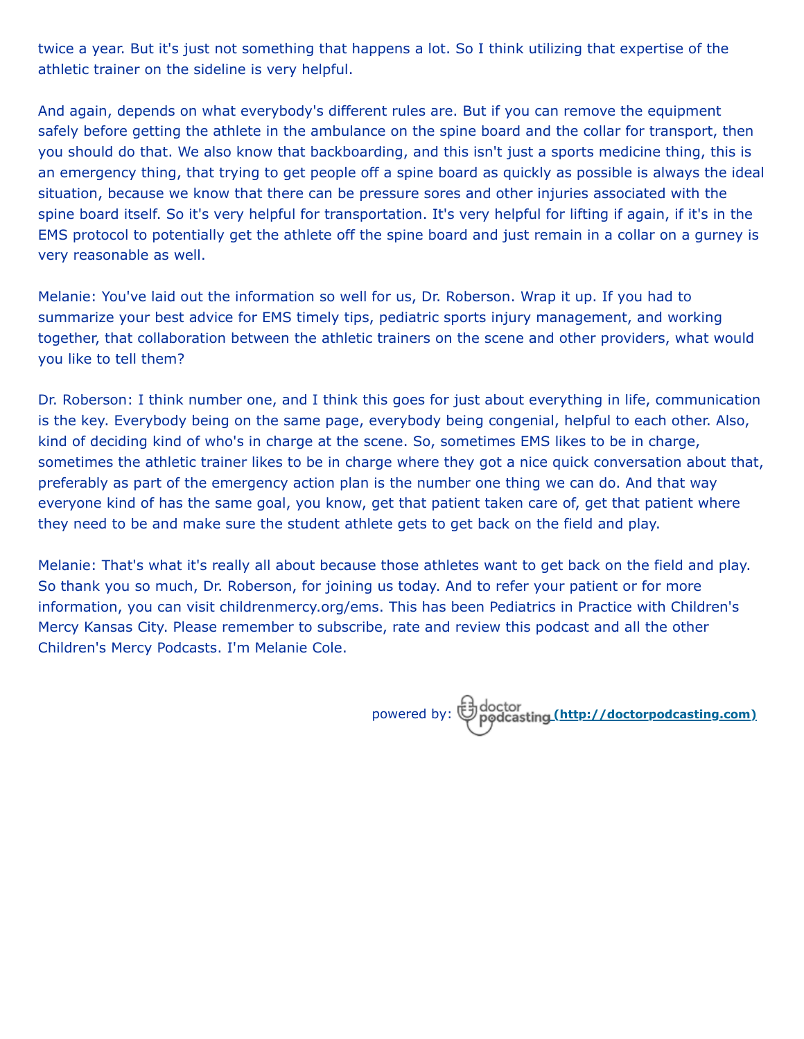twice a year. But it's just not something that happens a lot. So I think utilizing that expertise of the athletic trainer on the sideline is very helpful.

And again, depends on what everybody's different rules are. But if you can remove the equipment safely before getting the athlete in the ambulance on the spine board and the collar for transport, then you should do that. We also know that backboarding, and this isn't just a sports medicine thing, this is an emergency thing, that trying to get people off a spine board as quickly as possible is always the ideal situation, because we know that there can be pressure sores and other injuries associated with the spine board itself. So it's very helpful for transportation. It's very helpful for lifting if again, if it's in the EMS protocol to potentially get the athlete off the spine board and just remain in a collar on a gurney is very reasonable as well.

Melanie: You've laid out the information so well for us, Dr. Roberson. Wrap it up. If you had to summarize your best advice for EMS timely tips, pediatric sports injury management, and working together, that collaboration between the athletic trainers on the scene and other providers, what would you like to tell them?

Dr. Roberson: I think number one, and I think this goes for just about everything in life, communication is the key. Everybody being on the same page, everybody being congenial, helpful to each other. Also, kind of deciding kind of who's in charge at the scene. So, sometimes EMS likes to be in charge, sometimes the athletic trainer likes to be in charge where they got a nice quick conversation about that, preferably as part of the emergency action plan is the number one thing we can do. And that way everyone kind of has the same goal, you know, get that patient taken care of, get that patient where they need to be and make sure the student athlete gets to get back on the field and play.

Melanie: That's what it's really all about because those athletes want to get back on the field and play. So thank you so much, Dr. Roberson, for joining us today. And to refer your patient or for more information, you can visit childrenmercy.org/ems. This has been Pediatrics in Practice with Children's Mercy Kansas City. Please remember to subscribe, rate and review this podcast and all the other Children's Mercy Podcasts. I'm Melanie Cole.

powered by: doctor podcasting (http://doctorpodcasting.com)